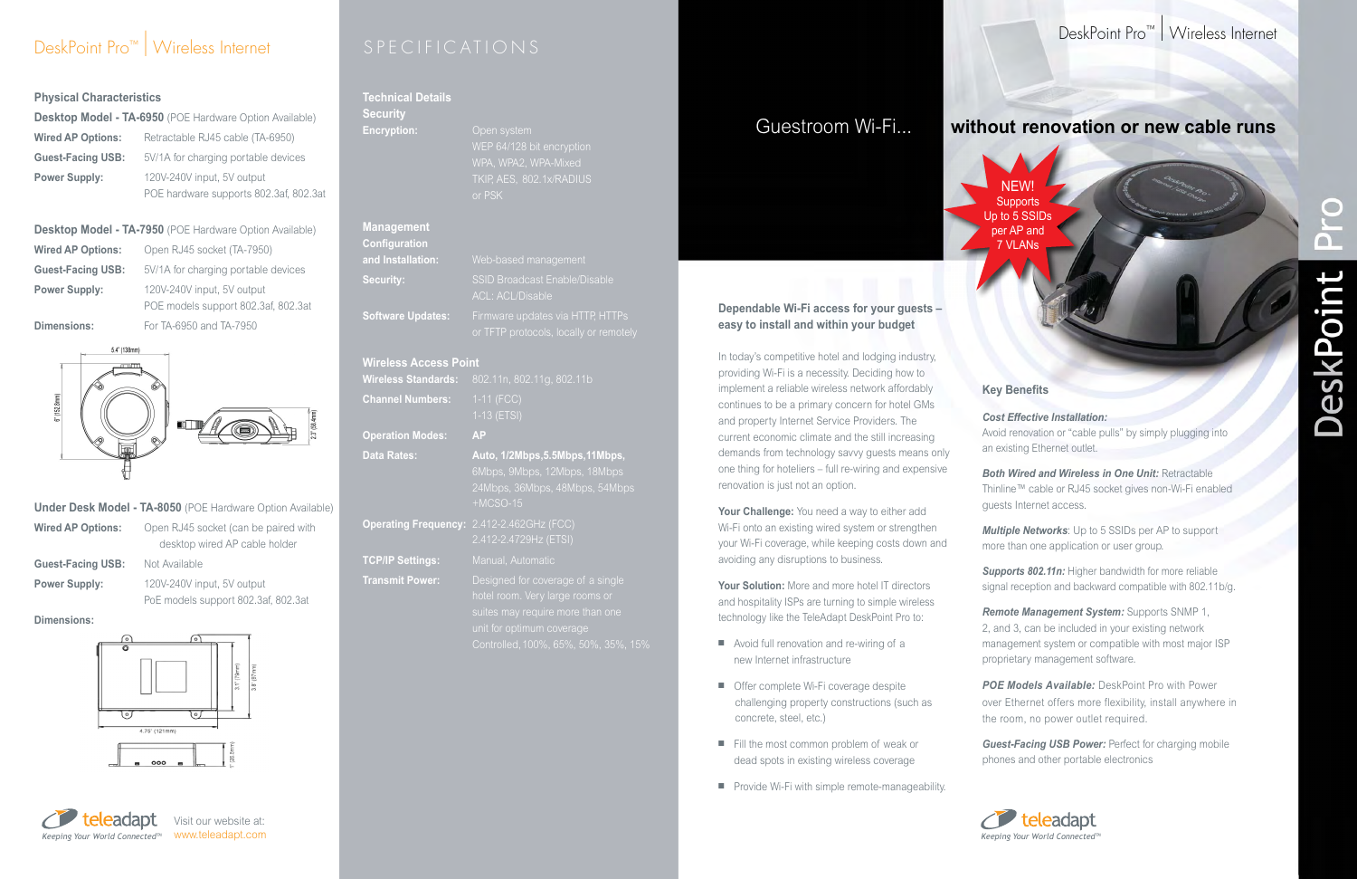# DeskPoint Pro™ | Wireless Internet

## Physical Characteristics

### Desktop Model - TA-6950 (POE Hardware Option Available)

| | |
|---|---|
| **Wired AP Options:** | Retractable RJ45 cable (TA-6950) |
| **Guest-Facing USB:** | 5V/1A for charging portable devices |
| **Power Supply:** | 120V-240V input, 5V output<br>POE hardware supports 802.3af, 802.3at |

### Desktop Model - TA-7950 (POE Hardware Option Available)

| | |
|---|---|
| **Wired AP Options:** | Open RJ45 socket (TA-7950) |
| **Guest-Facing USB:** | 5V/1A for charging portable devices |
| **Power Supply:** | 120V-240V input, 5V output<br>POE models support 802.3af, 802.3at |
| **Dimensions:** | For TA-6950 and TA-7950 |

5.4" (138mm)  6" (152.8mm)  2.3" (58.4mm)

### Under Desk Model - TA-8050 (POE Hardware Option Available)

| | |
|---|---|
| **Wired AP Options:** | Open RJ45 socket (can be paired with desktop wired AP cable holder |
| **Guest-Facing USB:** | Not Available |
| **Power Supply:** | 120V-240V input, 5V output<br>PoE models support 802.3af, 802.3at |

**Dimensions:**

4.75" (121mm)  3.1" (79mm)  3.6" (91mm)  1" (25.5mm)

teleadapt — Keeping Your World Connected™

Visit our website at: www.teleadapt.com

# SPECIFICATIONS

## Technical Details

### Security

| | |
|---|---|
| **Encryption:** | Open system<br>WEP 64/128 bit encryption<br>WPA, WPA2, WPA-Mixed<br>TKIP, AES, 802.1x/RADIUS<br>or PSK |

### Management

| | |
|---|---|
| **Configuration and Installation:** | Web-based management |
| **Security:** | SSID Broadcast Enable/Disable<br>ACL: ACL/Disable |
| **Software Updates:** | Firmware updates via HTTP, HTTPs or TFTP protocols, locally or remotely |

### Wireless Access Point

| | |
|---|---|
| **Wireless Standards:** | 802.11n, 802.11g, 802.11b |
| **Channel Numbers:** | 1-11 (FCC)<br>1-13 (ETSI) |
| **Operation Modes:** | **AP** |
| **Data Rates:** | **Auto, 1/2Mbps,5.5Mbps,11Mbps,** 6Mbps, 9Mbps, 12Mbps, 18Mbps 24Mbps, 36Mbps, 48Mbps, 54Mbps +MCSO-15 |
| **Operating Frequency:** | 2.412-2.462GHz (FCC)<br>2.412-2.4729Hz (ETSI) |
| **TCP/IP Settings:** | Manual, Automatic |
| **Transmit Power:** | Designed for coverage of a single hotel room. Very large rooms or suites may require more than one unit for optimum coverage<br>Controlled, 100%, 65%, 50%, 35%, 15% |

# DeskPoint Pro™ | Wireless Internet

## Guestroom Wi-Fi... without renovation or new cable runs

NEW! Supports Up to 5 SSIDs per AP and 7 VLANs

### Dependable Wi-Fi access for your guests – easy to install and within your budget

In today's competitive hotel and lodging industry, providing Wi-Fi is a necessity. Deciding how to implement a reliable wireless network affordably continues to be a primary concern for hotel GMs and property Internet Service Providers. The current economic climate and the still increasing demands from technology savvy guests means only one thing for hoteliers – full re-wiring and expensive renovation is just not an option.

**Your Challenge:** You need a way to either add Wi-Fi onto an existing wired system or strengthen your Wi-Fi coverage, while keeping costs down and avoiding any disruptions to business.

**Your Solution:** More and more hotel IT directors and hospitality ISPs are turning to simple wireless technology like the TeleAdapt DeskPoint Pro to:

- Avoid full renovation and re-wiring of a new Internet infrastructure
- Offer complete Wi-Fi coverage despite challenging property constructions (such as concrete, steel, etc.)
- Fill the most common problem of weak or dead spots in existing wireless coverage
- Provide Wi-Fi with simple remote-manageability.

### Key Benefits

***Cost Effective Installation:*** Avoid renovation or "cable pulls" by simply plugging into an existing Ethernet outlet.

***Both Wired and Wireless in One Unit:*** Retractable Thinline™ cable or RJ45 socket gives non-Wi-Fi enabled guests Internet access.

***Multiple Networks***: Up to 5 SSIDs per AP to support more than one application or user group.

***Supports 802.11n:*** Higher bandwidth for more reliable signal reception and backward compatible with 802.11b/g.

***Remote Management System:*** Supports SNMP 1, 2, and 3, can be included in your existing network management system or compatible with most major ISP proprietary management software.

***POE Models Available:*** DeskPoint Pro with Power over Ethernet offers more flexibility, install anywhere in the room, no power outlet required.

***Guest-Facing USB Power:*** Perfect for charging mobile phones and other portable electronics

teleadapt — Keeping Your World Connected™

DeskPoint Pro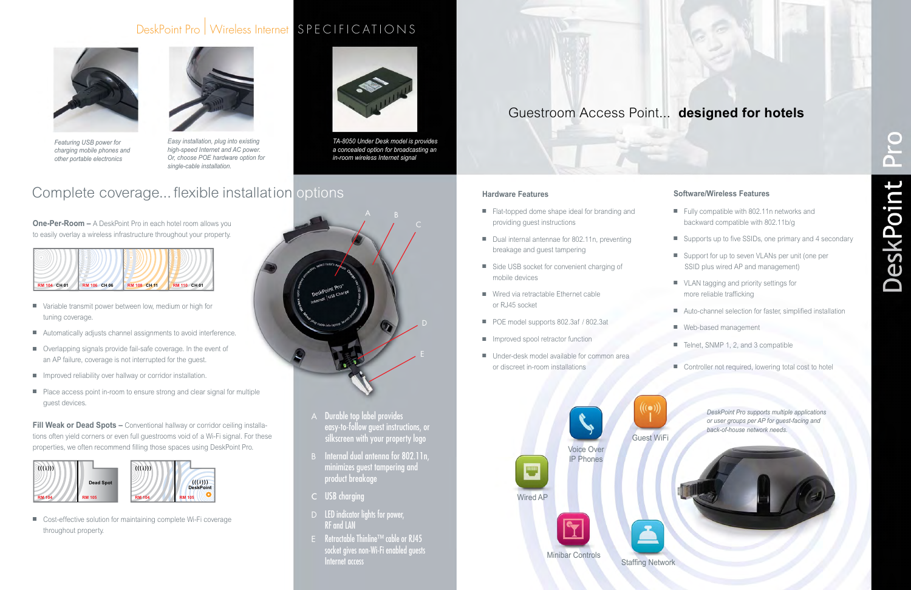# DeskPoint Pro | Wireless Internet SPECIFICATIONS

*Featuring USB power for charging mobile phones and other portable electronics*

*Easy installation, plug into existing high-speed Internet and AC power. Or, choose POE hardware option for single-cable installation.*

*TA-8050 Under Desk model is provides a concealed option for broadcasting an in-room wireless Internet signal*

## Guestroom Access Point... **designed for hotels**

## Complete coverage... flexible installation options

**One-Per-Room –** A DeskPoint Pro in each hotel room allows you to easily overlay a wireless infrastructure throughout your property.

RM 104 CH 01 | RM 106 CH 06 | RM 108 CH 11 | RM 110 CH 01

- Variable transmit power between low, medium or high for tuning coverage.
- Automatically adjusts channel assignments to avoid interference.
- Overlapping signals provide fail-safe coverage. In the event of an AP failure, coverage is not interrupted for the guest.
- Improved reliability over hallway or corridor installation.
- Place access point in-room to ensure strong and clear signal for multiple guest devices.

**Fill Weak or Dead Spots –** Conventional hallway or corridor ceiling installations often yield corners or even full guestrooms void of a Wi-Fi signal. For these properties, we often recommend filling those spaces using DeskPoint Pro.

RM 104 | RM 105 Dead Spot

RM 104 | RM 105 DeskPoint

- Cost-effective solution for maintaining complete Wi-Fi coverage throughout property.

A Durable top label provides easy-to-follow guest instructions, or silkscreen with your property logo

B Internal dual antenna for 802.11n, minimizes guest tampering and product breakage

C USB charging

D LED indicator lights for power, RF and LAN

E Retractable Thinline™ cable or RJ45 socket gives non-Wi-Fi enabled guests Internet access

### Hardware Features

- Flat-topped dome shape ideal for branding and providing guest instructions
- Dual internal antennae for 802.11n, preventing breakage and guest tampering
- Side USB socket for convenient charging of mobile devices
- Wired via retractable Ethernet cable or RJ45 socket
- POE model supports 802.3af / 802.3at
- Improved spool retractor function
- Under-desk model available for common area or discreet in-room installations

### Software/Wireless Features

- Fully compatible with 802.11n networks and backward compatible with 802.11b/g
- Supports up to five SSIDs, one primary and 4 secondary
- Support for up to seven VLANs per unit (one per SSID plus wired AP and management)
- VLAN tagging and priority settings for more reliable trafficking
- Auto-channel selection for faster, simplified installation
- Web-based management
- Telnet, SNMP 1, 2, and 3 compatible
- Controller not required, lowering total cost to hotel

Wired AP

Voice Over IP Phones

Guest WiFi

Minibar Controls

Staffing Network

*DeskPoint Pro supports multiple applications or user groups per AP for guest-facing and back-of-house network needs.*

DeskPoint Pro